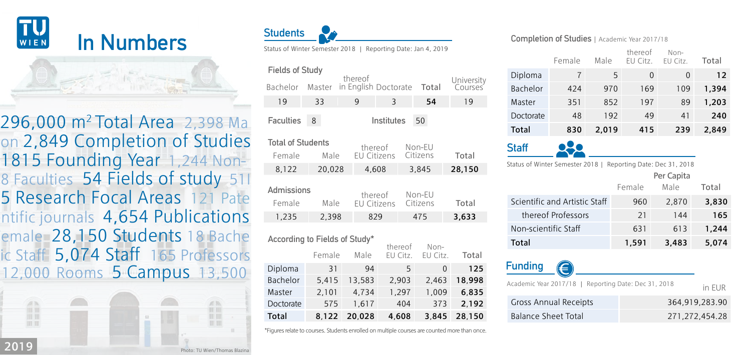# TU WIEN In Numbers

296,000 m[2] Total Area 2,398 Ma
on 2,849 Completion of Studies
1815 Founding Year 1,244 Non-
8 Faculties 54 Fields of study 51
5 Research Focal Areas 121 Pate
ntific journals 4,654 Publications
emale 28,150 Students 18 Bache
ic Staff 5,074 Staff 165 Professors
12,000 Rooms 5 Campus 13,500

2019

Photo: TU Wien/Thomas Blazina

## Students

Status of Winter Semester 2018 | Reporting Date: Jan 4, 2019

### Fields of Study

| Bachelor | Master | thereof in English | Doctorate | Total | University Courses |
|---|---|---|---|---|---|
| 19 | 33 | 9 | 3 | 54 | 19 |

| Faculties | 8 | Institutes | 50 |
|---|---|---|---|

### Total of Students

| Female | Male | thereof EU Citizens | Non-EU Citizens | Total |
|---|---|---|---|---|
| 8,122 | 20,028 | 4,608 | 3,845 | 28,150 |

### Admissions

| Female | Male | thereof EU Citizens | Non-EU Citizens | Total |
|---|---|---|---|---|
| 1,235 | 2,398 | 829 | 475 | 3,633 |

### According to Fields of Study*

| | Female | Male | thereof EU Citz. | Non-EU Citz. | Total |
|---|---|---|---|---|---|
| Diploma | 31 | 94 | 5 | 0 | 125 |
| Bachelor | 5,415 | 13,583 | 2,903 | 2,463 | 18,998 |
| Master | 2,101 | 4,734 | 1,297 | 1,009 | 6,835 |
| Doctorate | 575 | 1,617 | 404 | 373 | 2,192 |
| **Total** | **8,122** | **20,028** | **4,608** | **3,845** | **28,150** |

*Figures relate to courses. Students enrolled on multiple courses are counted more than once.

## Completion of Studies | Academic Year 2017/18

| | Female | Male | thereof EU Citz. | Non-EU Citz. | Total |
|---|---|---|---|---|---|
| Diploma | 7 | 5 | 0 | 0 | 12 |
| Bachelor | 424 | 970 | 169 | 109 | 1,394 |
| Master | 351 | 852 | 197 | 89 | 1,203 |
| Doctorate | 48 | 192 | 49 | 41 | 240 |
| **Total** | **830** | **2,019** | **415** | **239** | **2,849** |

## Staff

Status of Winter Semester 2018 | Reporting Date: Dec 31, 2018

| | Per Capita | | |
|---|---|---|---|
| | Female | Male | Total |
| Scientific and Artistic Staff | 960 | 2,870 | 3,830 |
| thereof Professors | 21 | 144 | 165 |
| Non-scientific Staff | 631 | 613 | 1,244 |
| **Total** | **1,591** | **3,483** | **5,074** |

## Funding

Academic Year 2017/18 | Reporting Date: Dec 31, 2018

| | in EUR |
|---|---|
| Gross Annual Receipts | 364,919,283.90 |
| Balance Sheet Total | 271,272,454.28 |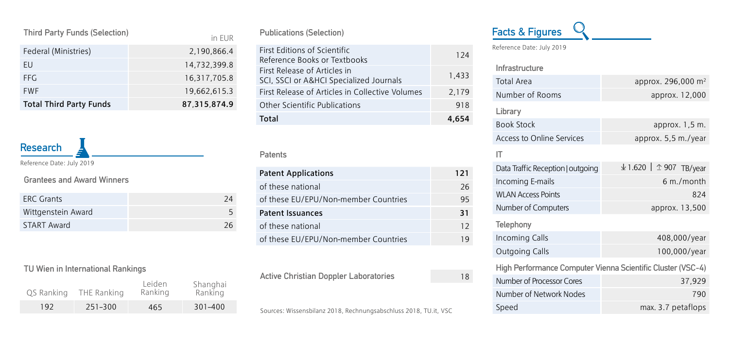### Third Party Funds (Selection)

| | in EUR |
| --- | --- |
| Federal (Ministries) | 2,190,866.4 |
| EU | 14,732,399.8 |
| FFG | 16,317,705.8 |
| FWF | 19,662,615.3 |
| **Total Third Party Funds** | **87,315,874.9** |

## Research

Reference Date: July 2019

### Grantees and Award Winners

| | |
| --- | --- |
| ERC Grants | 24 |
| Wittgenstein Award | 5 |
| START Award | 26 |

### TU Wien in International Rankings

| QS Ranking | THE Ranking | Leiden Ranking | Shanghai Ranking |
| --- | --- | --- | --- |
| 192 | 251–300 | 465 | 301–400 |

### Publications (Selection)

| | |
| --- | --- |
| First Editions of Scientific Reference Books or Textbooks | 124 |
| First Release of Articles in SCI, SSCI or A&HCI Specialized Journals | 1,433 |
| First Release of Articles in Collective Volumes | 2,179 |
| Other Scientific Publications | 918 |
| **Total** | **4,654** |

### Patents

| | |
| --- | --- |
| **Patent Applications** | **121** |
| of these national | 26 |
| of these EU/EPU/Non-member Countries | 95 |
| **Patent Issuances** | **31** |
| of these national | 12 |
| of these EU/EPU/Non-member Countries | 19 |

| | |
| --- | --- |
| Active Christian Doppler Laboratories | 18 |

Sources: Wissensbilanz 2018, Rechnungsabschluss 2018, TU.it, VSC

## Facts & Figures

Reference Date: July 2019

| | |
| --- | --- |
| **Infrastructure** | |
| Total Area | approx. 296,000 m² |
| Number of Rooms | approx. 12,000 |
| **Library** | |
| Book Stock | approx. 1,5 m. |
| Access to Online Services | approx. 5,5 m./year |
| **IT** | |
| Data Traffic Reception \| outgoing | ↓1.620 \| ↑907 TB/year |
| Incoming E-mails | 6 m./month |
| WLAN Access Points | 824 |
| Number of Computers | approx. 13,500 |
| **Telephony** | |
| Incoming Calls | 408,000/year |
| Outgoing Calls | 100,000/year |
| **High Performance Computer Vienna Scientific Cluster (VSC-4)** | |
| Number of Processor Cores | 37,929 |
| Number of Network Nodes | 790 |
| Speed | max. 3.7 petaflops |